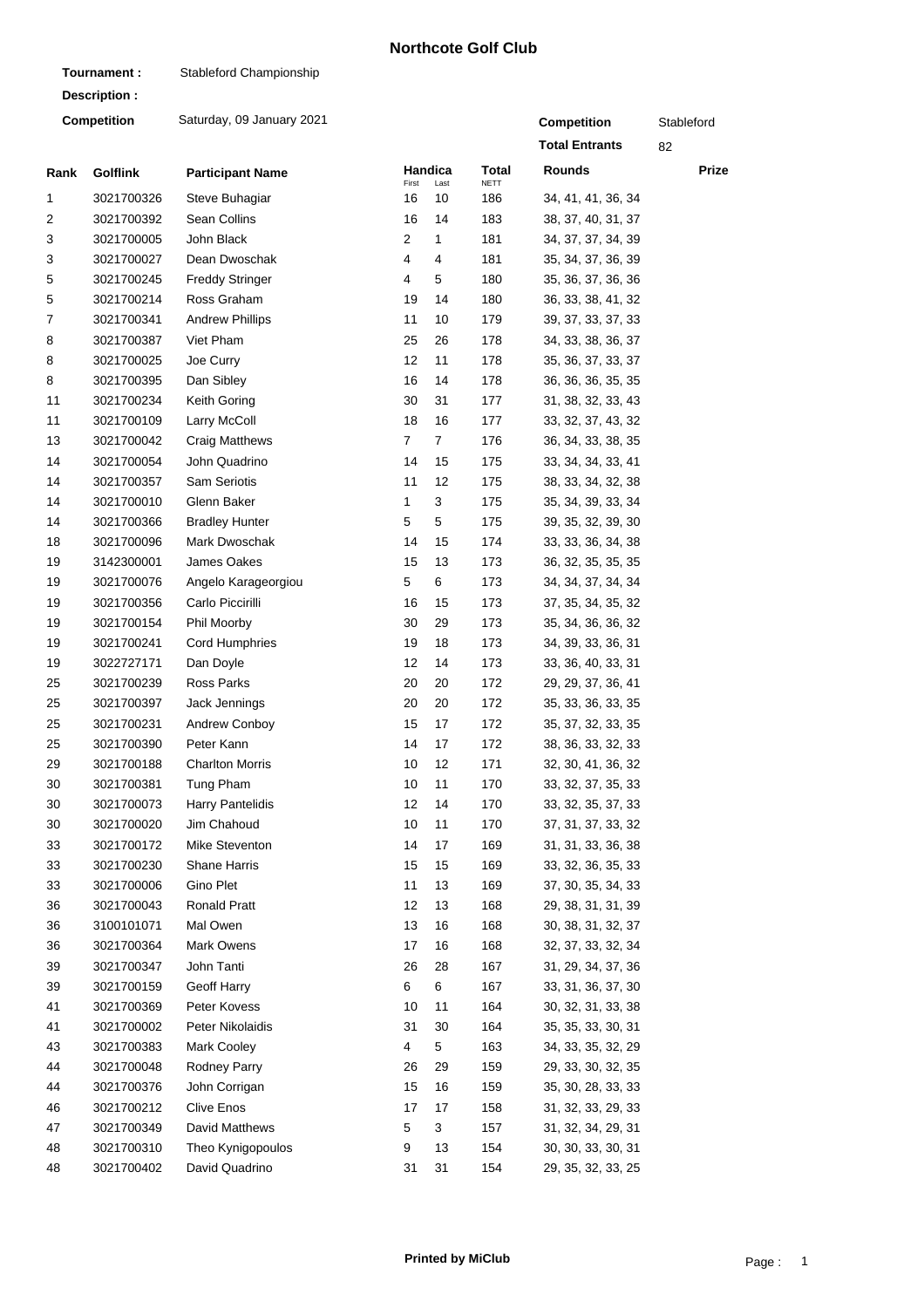# Northcote Golf Club

**Tournament :** Stableford Championship

**Description :**

**Competition** Saturday, 09 January 2021

**Competition** Stableford

**Total Entrants** 82

| Rank | Golflink | Participant Name | Handicap First | Handicap Last | Total NETT | Rounds | Prize |
|---|---|---|---|---|---|---|---|
| 1 | 3021700326 | Steve Buhagiar | 16 | 10 | 186 | 34, 41, 41, 36, 34 | |
| 2 | 3021700392 | Sean Collins | 16 | 14 | 183 | 38, 37, 40, 31, 37 | |
| 3 | 3021700005 | John Black | 2 | 1 | 181 | 34, 37, 37, 34, 39 | |
| 3 | 3021700027 | Dean Dwoschak | 4 | 4 | 181 | 35, 34, 37, 36, 39 | |
| 5 | 3021700245 | Freddy Stringer | 4 | 5 | 180 | 35, 36, 37, 36, 36 | |
| 5 | 3021700214 | Ross Graham | 19 | 14 | 180 | 36, 33, 38, 41, 32 | |
| 7 | 3021700341 | Andrew Phillips | 11 | 10 | 179 | 39, 37, 33, 37, 33 | |
| 8 | 3021700387 | Viet Pham | 25 | 26 | 178 | 34, 33, 38, 36, 37 | |
| 8 | 3021700025 | Joe Curry | 12 | 11 | 178 | 35, 36, 37, 33, 37 | |
| 8 | 3021700395 | Dan Sibley | 16 | 14 | 178 | 36, 36, 36, 35, 35 | |
| 11 | 3021700234 | Keith Goring | 30 | 31 | 177 | 31, 38, 32, 33, 43 | |
| 11 | 3021700109 | Larry McColl | 18 | 16 | 177 | 33, 32, 37, 43, 32 | |
| 13 | 3021700042 | Craig Matthews | 7 | 7 | 176 | 36, 34, 33, 38, 35 | |
| 14 | 3021700054 | John Quadrino | 14 | 15 | 175 | 33, 34, 34, 33, 41 | |
| 14 | 3021700357 | Sam Seriotis | 11 | 12 | 175 | 38, 33, 34, 32, 38 | |
| 14 | 3021700010 | Glenn Baker | 1 | 3 | 175 | 35, 34, 39, 33, 34 | |
| 14 | 3021700366 | Bradley Hunter | 5 | 5 | 175 | 39, 35, 32, 39, 30 | |
| 18 | 3021700096 | Mark Dwoschak | 14 | 15 | 174 | 33, 33, 36, 34, 38 | |
| 19 | 3142300001 | James Oakes | 15 | 13 | 173 | 36, 32, 35, 35, 35 | |
| 19 | 3021700076 | Angelo Karageorgiou | 5 | 6 | 173 | 34, 34, 37, 34, 34 | |
| 19 | 3021700356 | Carlo Piccirilli | 16 | 15 | 173 | 37, 35, 34, 35, 32 | |
| 19 | 3021700154 | Phil Moorby | 30 | 29 | 173 | 35, 34, 36, 36, 32 | |
| 19 | 3021700241 | Cord Humphries | 19 | 18 | 173 | 34, 39, 33, 36, 31 | |
| 19 | 3022727171 | Dan Doyle | 12 | 14 | 173 | 33, 36, 40, 33, 31 | |
| 25 | 3021700239 | Ross Parks | 20 | 20 | 172 | 29, 29, 37, 36, 41 | |
| 25 | 3021700397 | Jack Jennings | 20 | 20 | 172 | 35, 33, 36, 33, 35 | |
| 25 | 3021700231 | Andrew Conboy | 15 | 17 | 172 | 35, 37, 32, 33, 35 | |
| 25 | 3021700390 | Peter Kann | 14 | 17 | 172 | 38, 36, 33, 32, 33 | |
| 29 | 3021700188 | Charlton Morris | 10 | 12 | 171 | 32, 30, 41, 36, 32 | |
| 30 | 3021700381 | Tung Pham | 10 | 11 | 170 | 33, 32, 37, 35, 33 | |
| 30 | 3021700073 | Harry Pantelidis | 12 | 14 | 170 | 33, 32, 35, 37, 33 | |
| 30 | 3021700020 | Jim Chahoud | 10 | 11 | 170 | 37, 31, 37, 33, 32 | |
| 33 | 3021700172 | Mike Steventon | 14 | 17 | 169 | 31, 31, 33, 36, 38 | |
| 33 | 3021700230 | Shane Harris | 15 | 15 | 169 | 33, 32, 36, 35, 33 | |
| 33 | 3021700006 | Gino Plet | 11 | 13 | 169 | 37, 30, 35, 34, 33 | |
| 36 | 3021700043 | Ronald Pratt | 12 | 13 | 168 | 29, 38, 31, 31, 39 | |
| 36 | 3100101071 | Mal Owen | 13 | 16 | 168 | 30, 38, 31, 32, 37 | |
| 36 | 3021700364 | Mark Owens | 17 | 16 | 168 | 32, 37, 33, 32, 34 | |
| 39 | 3021700347 | John Tanti | 26 | 28 | 167 | 31, 29, 34, 37, 36 | |
| 39 | 3021700159 | Geoff Harry | 6 | 6 | 167 | 33, 31, 36, 37, 30 | |
| 41 | 3021700369 | Peter Kovess | 10 | 11 | 164 | 30, 32, 31, 33, 38 | |
| 41 | 3021700002 | Peter Nikolaidis | 31 | 30 | 164 | 35, 35, 33, 30, 31 | |
| 43 | 3021700383 | Mark Cooley | 4 | 5 | 163 | 34, 33, 35, 32, 29 | |
| 44 | 3021700048 | Rodney Parry | 26 | 29 | 159 | 29, 33, 30, 32, 35 | |
| 44 | 3021700376 | John Corrigan | 15 | 16 | 159 | 35, 30, 28, 33, 33 | |
| 46 | 3021700212 | Clive Enos | 17 | 17 | 158 | 31, 32, 33, 29, 33 | |
| 47 | 3021700349 | David Matthews | 5 | 3 | 157 | 31, 32, 34, 29, 31 | |
| 48 | 3021700310 | Theo Kynigopoulos | 9 | 13 | 154 | 30, 30, 33, 30, 31 | |
| 48 | 3021700402 | David Quadrino | 31 | 31 | 154 | 29, 35, 32, 33, 25 | |

**Printed by MiClub**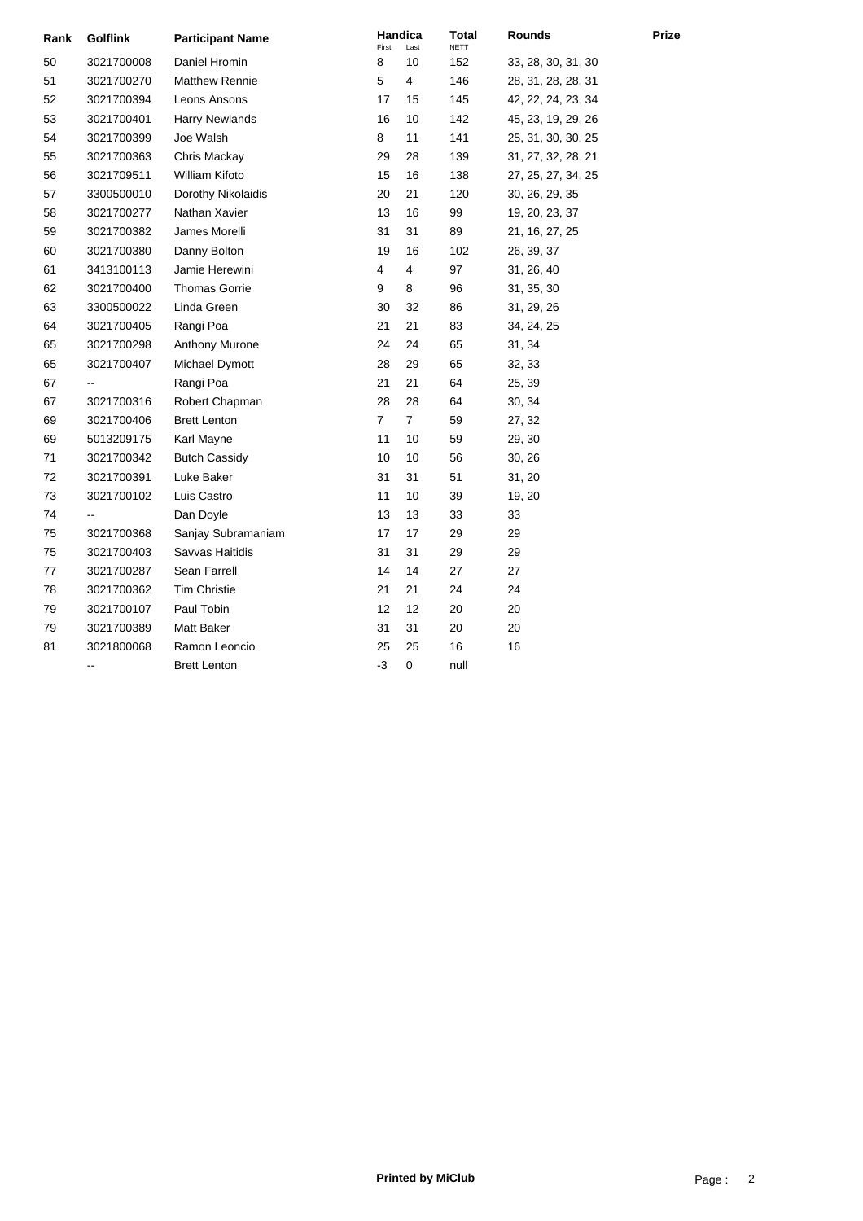| Rank | Golflink | Participant Name | Handica First | Last | Total NETT | Rounds | Prize |
|---|---|---|---|---|---|---|---|
| 50 | 3021700008 | Daniel Hromin | 8 | 10 | 152 | 33, 28, 30, 31, 30 | |
| 51 | 3021700270 | Matthew Rennie | 5 | 4 | 146 | 28, 31, 28, 28, 31 | |
| 52 | 3021700394 | Leons Ansons | 17 | 15 | 145 | 42, 22, 24, 23, 34 | |
| 53 | 3021700401 | Harry Newlands | 16 | 10 | 142 | 45, 23, 19, 29, 26 | |
| 54 | 3021700399 | Joe Walsh | 8 | 11 | 141 | 25, 31, 30, 30, 25 | |
| 55 | 3021700363 | Chris Mackay | 29 | 28 | 139 | 31, 27, 32, 28, 21 | |
| 56 | 3021709511 | William Kifoto | 15 | 16 | 138 | 27, 25, 27, 34, 25 | |
| 57 | 3300500010 | Dorothy Nikolaidis | 20 | 21 | 120 | 30, 26, 29, 35 | |
| 58 | 3021700277 | Nathan Xavier | 13 | 16 | 99 | 19, 20, 23, 37 | |
| 59 | 3021700382 | James Morelli | 31 | 31 | 89 | 21, 16, 27, 25 | |
| 60 | 3021700380 | Danny Bolton | 19 | 16 | 102 | 26, 39, 37 | |
| 61 | 3413100113 | Jamie Herewini | 4 | 4 | 97 | 31, 26, 40 | |
| 62 | 3021700400 | Thomas Gorrie | 9 | 8 | 96 | 31, 35, 30 | |
| 63 | 3300500022 | Linda Green | 30 | 32 | 86 | 31, 29, 26 | |
| 64 | 3021700405 | Rangi Poa | 21 | 21 | 83 | 34, 24, 25 | |
| 65 | 3021700298 | Anthony Murone | 24 | 24 | 65 | 31, 34 | |
| 65 | 3021700407 | Michael Dymott | 28 | 29 | 65 | 32, 33 | |
| 67 | -- | Rangi Poa | 21 | 21 | 64 | 25, 39 | |
| 67 | 3021700316 | Robert Chapman | 28 | 28 | 64 | 30, 34 | |
| 69 | 3021700406 | Brett Lenton | 7 | 7 | 59 | 27, 32 | |
| 69 | 5013209175 | Karl Mayne | 11 | 10 | 59 | 29, 30 | |
| 71 | 3021700342 | Butch Cassidy | 10 | 10 | 56 | 30, 26 | |
| 72 | 3021700391 | Luke Baker | 31 | 31 | 51 | 31, 20 | |
| 73 | 3021700102 | Luis Castro | 11 | 10 | 39 | 19, 20 | |
| 74 | -- | Dan Doyle | 13 | 13 | 33 | 33 | |
| 75 | 3021700368 | Sanjay Subramaniam | 17 | 17 | 29 | 29 | |
| 75 | 3021700403 | Savvas Haitidis | 31 | 31 | 29 | 29 | |
| 77 | 3021700287 | Sean Farrell | 14 | 14 | 27 | 27 | |
| 78 | 3021700362 | Tim Christie | 21 | 21 | 24 | 24 | |
| 79 | 3021700107 | Paul Tobin | 12 | 12 | 20 | 20 | |
| 79 | 3021700389 | Matt Baker | 31 | 31 | 20 | 20 | |
| 81 | 3021800068 | Ramon Leoncio | 25 | 25 | 16 | 16 | |
| | -- | Brett Lenton | -3 | 0 | null | | |

**Printed by MiClub**